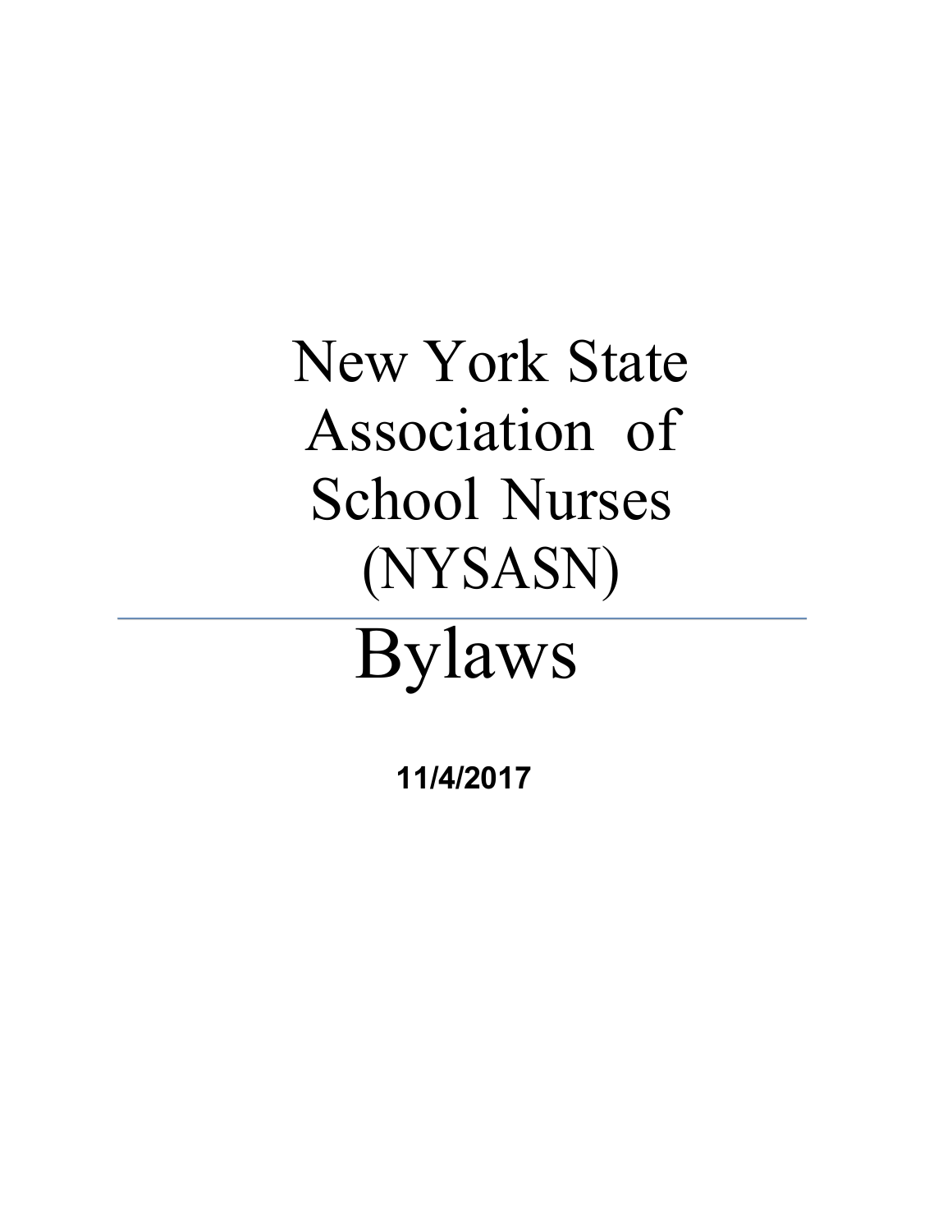# New York State Association of School Nurses (NYSASN)

---

# Bylaws

**11/4/2017**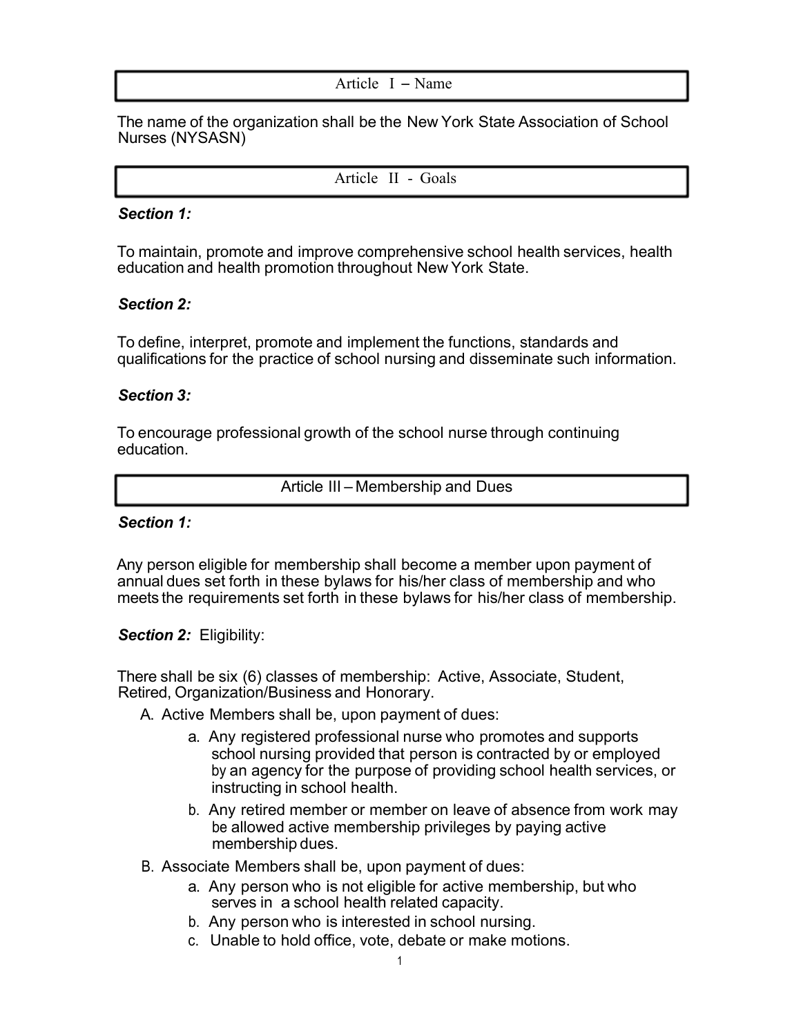## Article I – Name

The name of the organization shall be the New York State Association of School Nurses (NYSASN)

## Article II - Goals

***Section 1:***

To maintain, promote and improve comprehensive school health services, health education and health promotion throughout New York State.

***Section 2:***

To define, interpret, promote and implement the functions, standards and qualifications for the practice of school nursing and disseminate such information.

***Section 3:***

To encourage professional growth of the school nurse through continuing education.

## Article III – Membership and Dues

***Section 1:***

Any person eligible for membership shall become a member upon payment of annual dues set forth in these bylaws for his/her class of membership and who meets the requirements set forth in these bylaws for his/her class of membership.

***Section 2:*** Eligibility:

There shall be six (6) classes of membership: Active, Associate, Student, Retired, Organization/Business and Honorary.

- A. Active Members shall be, upon payment of dues:
  - a. Any registered professional nurse who promotes and supports school nursing provided that person is contracted by or employed by an agency for the purpose of providing school health services, or instructing in school health.
  - b. Any retired member or member on leave of absence from work may be allowed active membership privileges by paying active membership dues.
- B. Associate Members shall be, upon payment of dues:
  - a. Any person who is not eligible for active membership, but who serves in a school health related capacity.
  - b. Any person who is interested in school nursing.
  - c. Unable to hold office, vote, debate or make motions.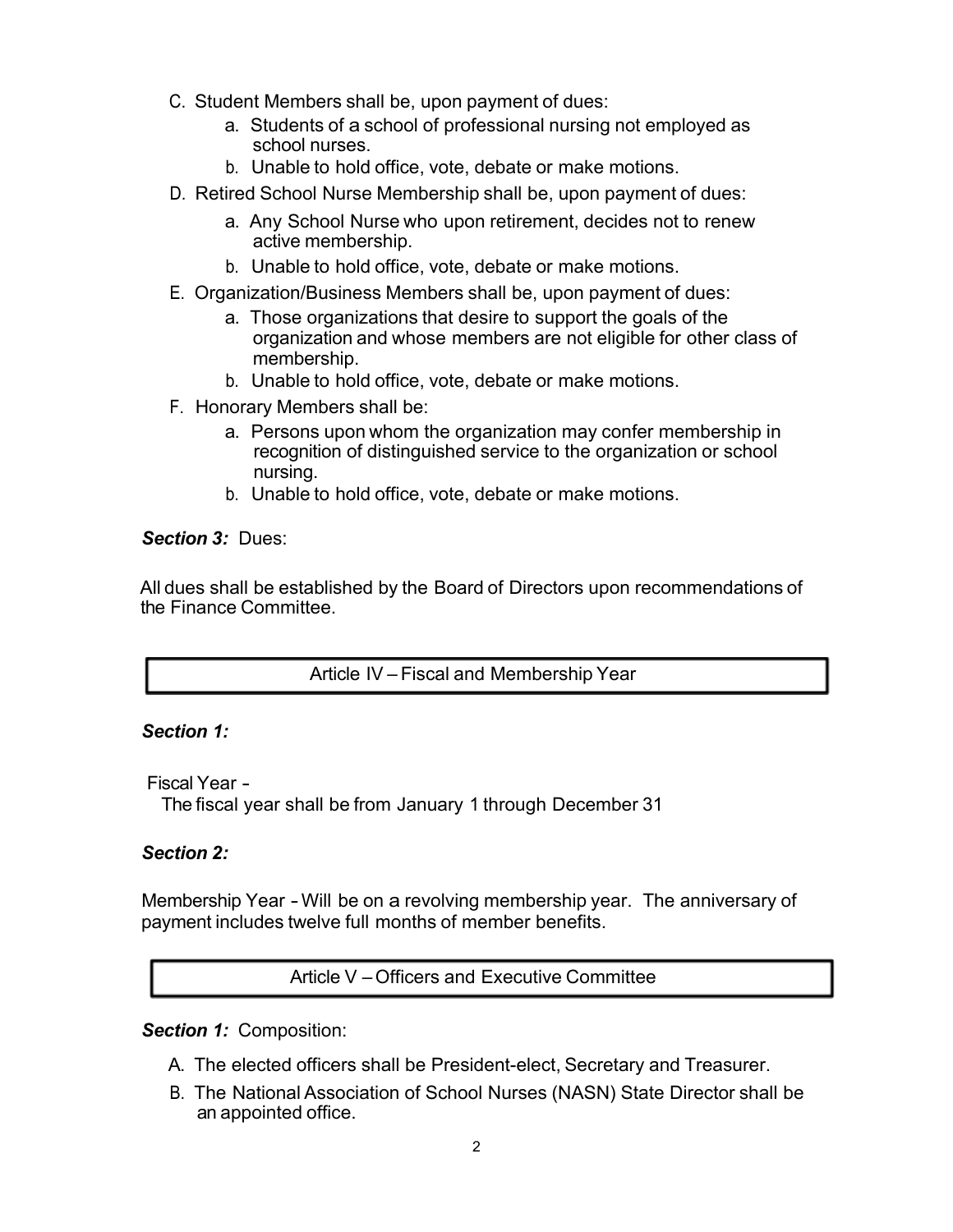C. Student Members shall be, upon payment of dues:
   a. Students of a school of professional nursing not employed as school nurses.
   b. Unable to hold office, vote, debate or make motions.

D. Retired School Nurse Membership shall be, upon payment of dues:
   a. Any School Nurse who upon retirement, decides not to renew active membership.
   b. Unable to hold office, vote, debate or make motions.

E. Organization/Business Members shall be, upon payment of dues:
   a. Those organizations that desire to support the goals of the organization and whose members are not eligible for other class of membership.
   b. Unable to hold office, vote, debate or make motions.

F. Honorary Members shall be:
   a. Persons upon whom the organization may confer membership in recognition of distinguished service to the organization or school nursing.
   b. Unable to hold office, vote, debate or make motions.

***Section 3:*** Dues:

All dues shall be established by the Board of Directors upon recommendations of the Finance Committee.

## Article IV – Fiscal and Membership Year

***Section 1:***

Fiscal Year -
The fiscal year shall be from January 1 through December 31

***Section 2:***

Membership Year - Will be on a revolving membership year. The anniversary of payment includes twelve full months of member benefits.

## Article V – Officers and Executive Committee

***Section 1:*** Composition:

A. The elected officers shall be President-elect, Secretary and Treasurer.

B. The National Association of School Nurses (NASN) State Director shall be an appointed office.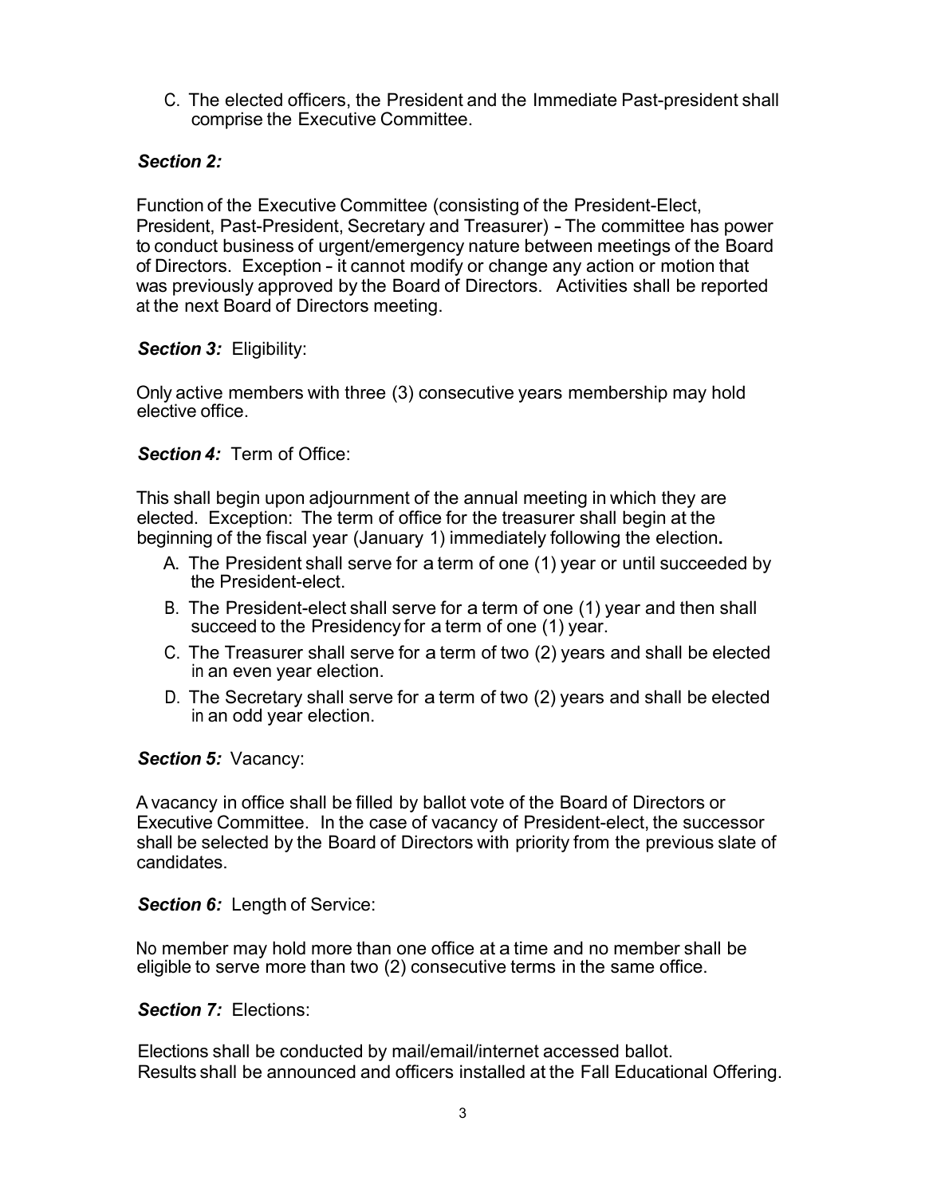C. The elected officers, the President and the Immediate Past-president shall comprise the Executive Committee.

***Section 2:***

Function of the Executive Committee (consisting of the President-Elect, President, Past-President, Secretary and Treasurer) - The committee has power to conduct business of urgent/emergency nature between meetings of the Board of Directors. Exception - it cannot modify or change any action or motion that was previously approved by the Board of Directors. Activities shall be reported at the next Board of Directors meeting.

***Section 3:*** Eligibility:

Only active members with three (3) consecutive years membership may hold elective office.

***Section 4:*** Term of Office:

This shall begin upon adjournment of the annual meeting in which they are elected. Exception: The term of office for the treasurer shall begin at the beginning of the fiscal year (January 1) immediately following the election**.**

A. The President shall serve for a term of one (1) year or until succeeded by the President-elect.
B. The President-elect shall serve for a term of one (1) year and then shall succeed to the Presidency for a term of one (1) year.
C. The Treasurer shall serve for a term of two (2) years and shall be elected in an even year election.
D. The Secretary shall serve for a term of two (2) years and shall be elected in an odd year election.

***Section 5:*** Vacancy:

A vacancy in office shall be filled by ballot vote of the Board of Directors or Executive Committee. In the case of vacancy of President-elect, the successor shall be selected by the Board of Directors with priority from the previous slate of candidates.

***Section 6:*** Length of Service:

No member may hold more than one office at a time and no member shall be eligible to serve more than two (2) consecutive terms in the same office.

***Section 7:*** Elections:

Elections shall be conducted by mail/email/internet accessed ballot.
Results shall be announced and officers installed at the Fall Educational Offering.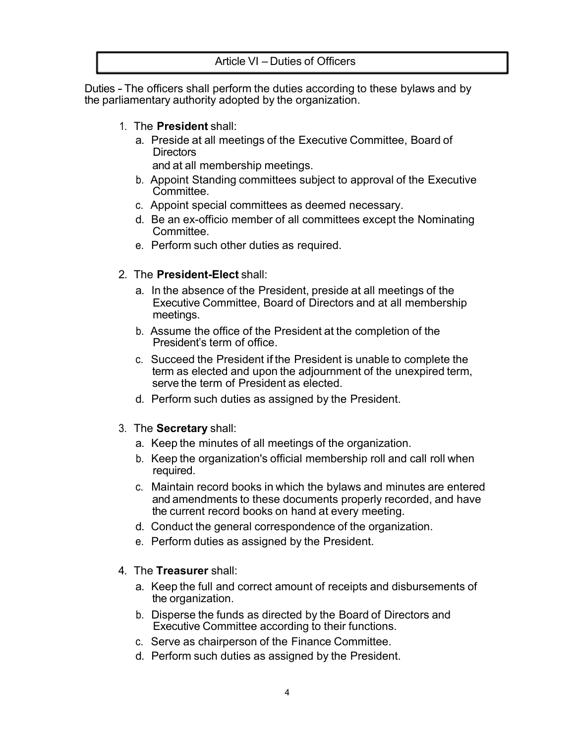## Article VI – Duties of Officers

Duties - The officers shall perform the duties according to these bylaws and by the parliamentary authority adopted by the organization.

1. The **President** shall:
   a. Preside at all meetings of the Executive Committee, Board of Directors and at all membership meetings.
   b. Appoint Standing committees subject to approval of the Executive Committee.
   c. Appoint special committees as deemed necessary.
   d. Be an ex-officio member of all committees except the Nominating Committee.
   e. Perform such other duties as required.

2. The **President-Elect** shall:
   a. In the absence of the President, preside at all meetings of the Executive Committee, Board of Directors and at all membership meetings.
   b. Assume the office of the President at the completion of the President's term of office.
   c. Succeed the President if the President is unable to complete the term as elected and upon the adjournment of the unexpired term, serve the term of President as elected.
   d. Perform such duties as assigned by the President.

3. The **Secretary** shall:
   a. Keep the minutes of all meetings of the organization.
   b. Keep the organization's official membership roll and call roll when required.
   c. Maintain record books in which the bylaws and minutes are entered and amendments to these documents properly recorded, and have the current record books on hand at every meeting.
   d. Conduct the general correspondence of the organization.
   e. Perform duties as assigned by the President.

4. The **Treasurer** shall:
   a. Keep the full and correct amount of receipts and disbursements of the organization.
   b. Disperse the funds as directed by the Board of Directors and Executive Committee according to their functions.
   c. Serve as chairperson of the Finance Committee.
   d. Perform such duties as assigned by the President.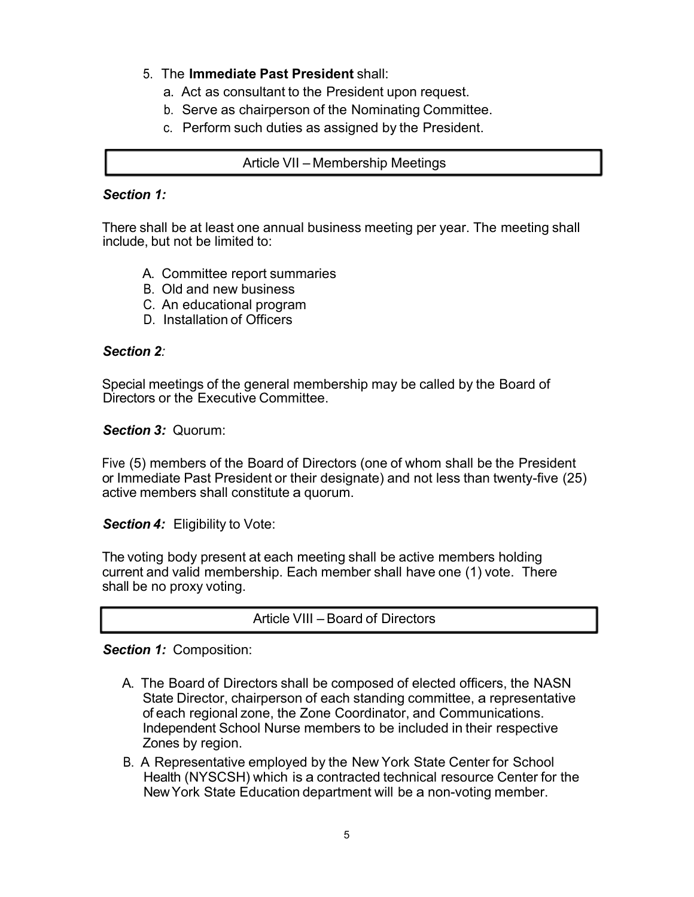5. The **Immediate Past President** shall:
   a. Act as consultant to the President upon request.
   b. Serve as chairperson of the Nominating Committee.
   c. Perform such duties as assigned by the President.

## Article VII – Membership Meetings

***Section 1:***

There shall be at least one annual business meeting per year. The meeting shall include, but not be limited to:

A. Committee report summaries
B. Old and new business
C. An educational program
D. Installation of Officers

***Section 2****:*

Special meetings of the general membership may be called by the Board of Directors or the Executive Committee.

***Section 3:*** Quorum:

Five (5) members of the Board of Directors (one of whom shall be the President or Immediate Past President or their designate) and not less than twenty-five (25) active members shall constitute a quorum.

***Section 4:*** Eligibility to Vote:

The voting body present at each meeting shall be active members holding current and valid membership. Each member shall have one (1) vote. There shall be no proxy voting.

## Article VIII – Board of Directors

***Section 1:*** Composition:

A. The Board of Directors shall be composed of elected officers, the NASN State Director, chairperson of each standing committee, a representative of each regional zone, the Zone Coordinator, and Communications. Independent School Nurse members to be included in their respective Zones by region.
B. A Representative employed by the New York State Center for School Health (NYSCSH) which is a contracted technical resource Center for the New York State Education department will be a non-voting member.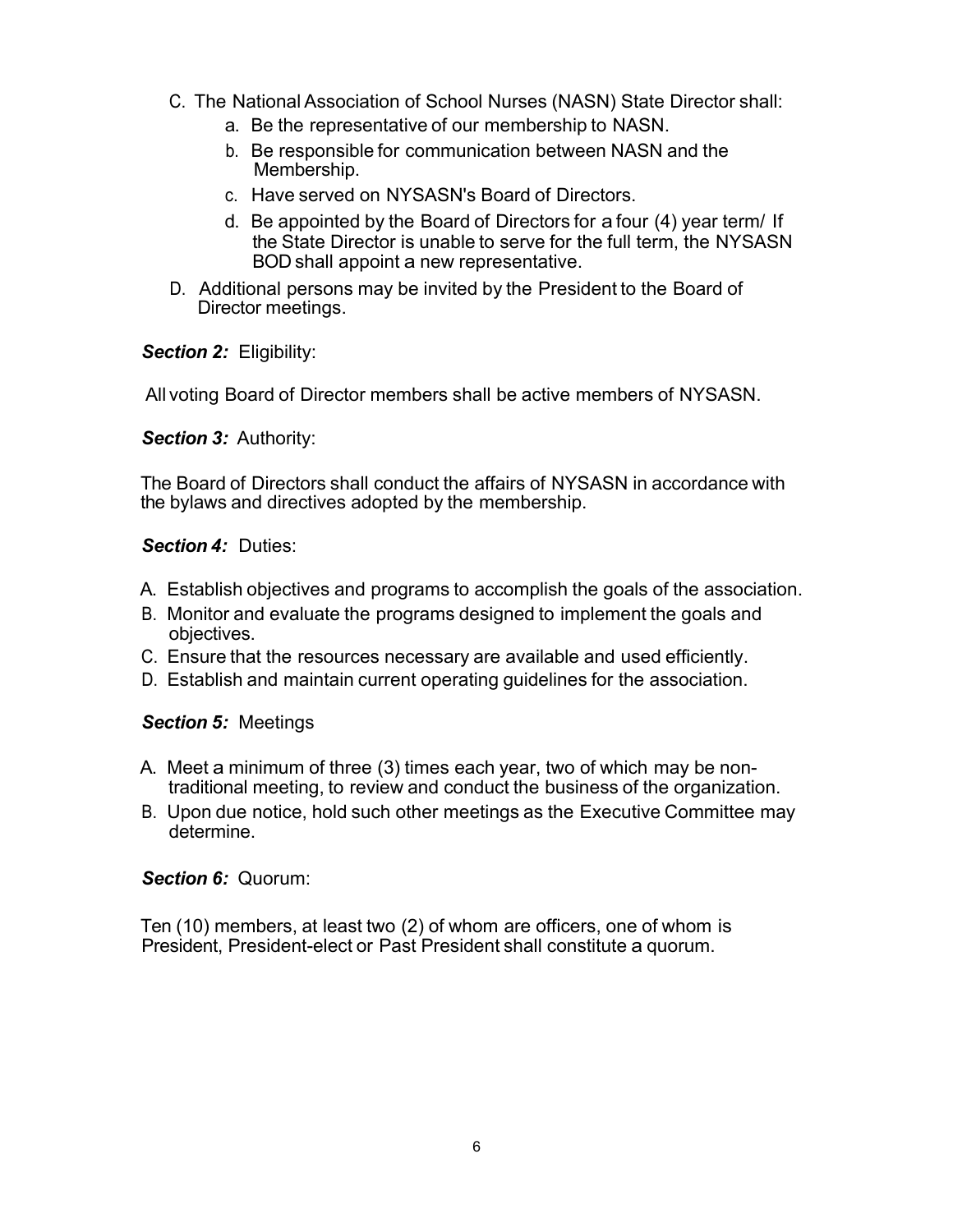C. The National Association of School Nurses (NASN) State Director shall:
   a. Be the representative of our membership to NASN.
   b. Be responsible for communication between NASN and the Membership.
   c. Have served on NYSASN's Board of Directors.
   d. Be appointed by the Board of Directors for a four (4) year term/ If the State Director is unable to serve for the full term, the NYSASN BOD shall appoint a new representative.

D. Additional persons may be invited by the President to the Board of Director meetings.

***Section 2:*** Eligibility:

All voting Board of Director members shall be active members of NYSASN.

***Section 3:*** Authority:

The Board of Directors shall conduct the affairs of NYSASN in accordance with the bylaws and directives adopted by the membership.

***Section 4:*** Duties:

A. Establish objectives and programs to accomplish the goals of the association.
B. Monitor and evaluate the programs designed to implement the goals and objectives.
C. Ensure that the resources necessary are available and used efficiently.
D. Establish and maintain current operating guidelines for the association.

***Section 5:*** Meetings

A. Meet a minimum of three (3) times each year, two of which may be non-traditional meeting, to review and conduct the business of the organization.
B. Upon due notice, hold such other meetings as the Executive Committee may determine.

***Section 6:*** Quorum:

Ten (10) members, at least two (2) of whom are officers, one of whom is President, President-elect or Past President shall constitute a quorum.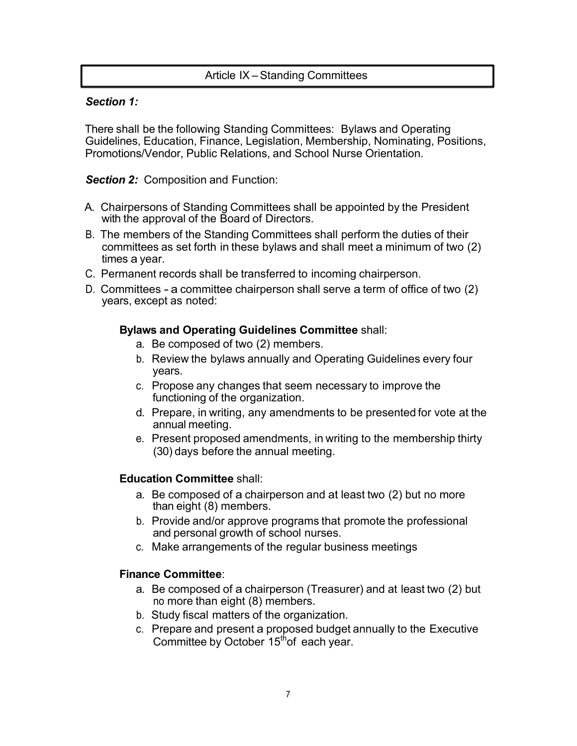## Article IX – Standing Committees

***Section 1:***

There shall be the following Standing Committees: Bylaws and Operating Guidelines, Education, Finance, Legislation, Membership, Nominating, Positions, Promotions/Vendor, Public Relations, and School Nurse Orientation.

***Section 2:*** Composition and Function:

A. Chairpersons of Standing Committees shall be appointed by the President with the approval of the Board of Directors.
B. The members of the Standing Committees shall perform the duties of their committees as set forth in these bylaws and shall meet a minimum of two (2) times a year.
C. Permanent records shall be transferred to incoming chairperson.
D. Committees - a committee chairperson shall serve a term of office of two (2) years, except as noted:

**Bylaws and Operating Guidelines Committee** shall:

a. Be composed of two (2) members.
b. Review the bylaws annually and Operating Guidelines every four years.
c. Propose any changes that seem necessary to improve the functioning of the organization.
d. Prepare, in writing, any amendments to be presented for vote at the annual meeting.
e. Present proposed amendments, in writing to the membership thirty (30) days before the annual meeting.

**Education Committee** shall:

a. Be composed of a chairperson and at least two (2) but no more than eight (8) members.
b. Provide and/or approve programs that promote the professional and personal growth of school nurses.
c. Make arrangements of the regular business meetings

**Finance Committee**:

a. Be composed of a chairperson (Treasurer) and at least two (2) but no more than eight (8) members.
b. Study fiscal matters of the organization.
c. Prepare and present a proposed budget annually to the Executive Committee by October 15th of each year.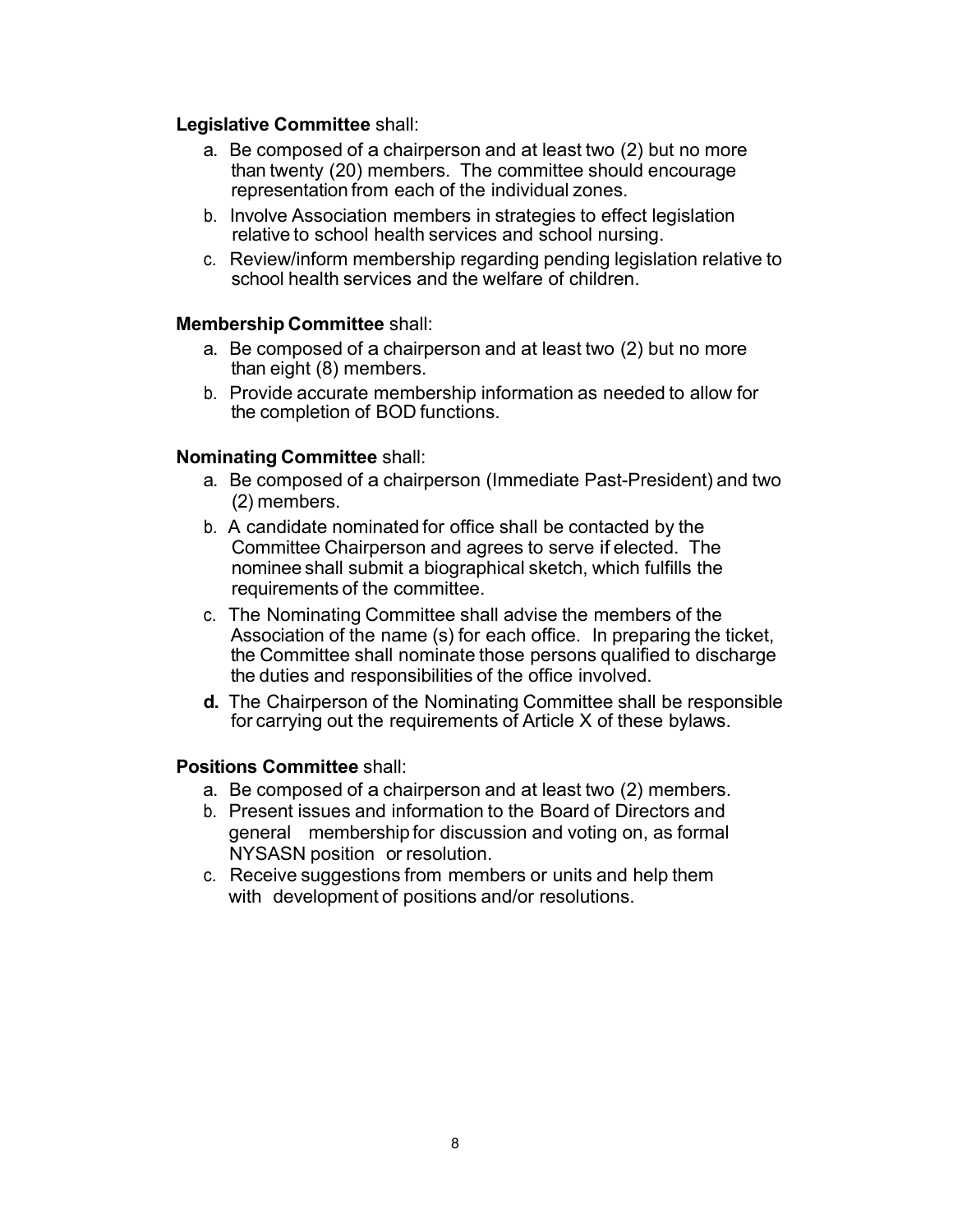**Legislative Committee** shall:

a. Be composed of a chairperson and at least two (2) but no more than twenty (20) members. The committee should encourage representation from each of the individual zones.
b. Involve Association members in strategies to effect legislation relative to school health services and school nursing.
c. Review/inform membership regarding pending legislation relative to school health services and the welfare of children.

**Membership Committee** shall:

a. Be composed of a chairperson and at least two (2) but no more than eight (8) members.
b. Provide accurate membership information as needed to allow for the completion of BOD functions.

**Nominating Committee** shall:

a. Be composed of a chairperson (Immediate Past-President) and two (2) members.
b. A candidate nominated for office shall be contacted by the Committee Chairperson and agrees to serve if elected. The nominee shall submit a biographical sketch, which fulfills the requirements of the committee.
c. The Nominating Committee shall advise the members of the Association of the name (s) for each office. In preparing the ticket, the Committee shall nominate those persons qualified to discharge the duties and responsibilities of the office involved.
**d.** The Chairperson of the Nominating Committee shall be responsible for carrying out the requirements of Article X of these bylaws.

**Positions Committee** shall:

a. Be composed of a chairperson and at least two (2) members.
b. Present issues and information to the Board of Directors and general membership for discussion and voting on, as formal NYSASN position or resolution.
c. Receive suggestions from members or units and help them with development of positions and/or resolutions.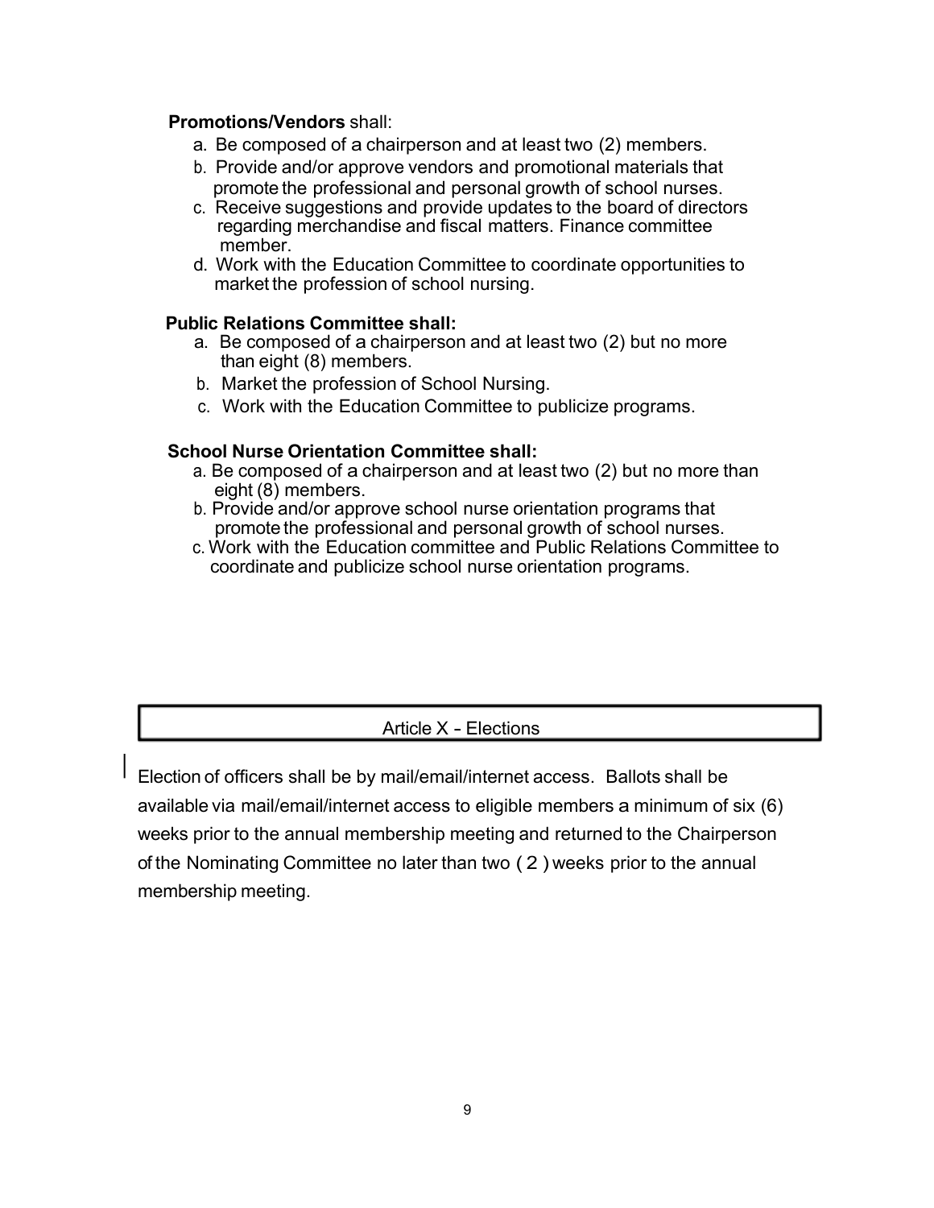**Promotions/Vendors** shall:

a. Be composed of a chairperson and at least two (2) members.
b. Provide and/or approve vendors and promotional materials that promote the professional and personal growth of school nurses.
c. Receive suggestions and provide updates to the board of directors regarding merchandise and fiscal matters. Finance committee member.
d. Work with the Education Committee to coordinate opportunities to market the profession of school nursing.

**Public Relations Committee shall:**

a. Be composed of a chairperson and at least two (2) but no more than eight (8) members.
b. Market the profession of School Nursing.
c. Work with the Education Committee to publicize programs.

**School Nurse Orientation Committee shall:**

a. Be composed of a chairperson and at least two (2) but no more than eight (8) members.
b. Provide and/or approve school nurse orientation programs that promote the professional and personal growth of school nurses.
c. Work with the Education committee and Public Relations Committee to coordinate and publicize school nurse orientation programs.

## Article X - Elections

Election of officers shall be by mail/email/internet access. Ballots shall be available via mail/email/internet access to eligible members a minimum of six (6) weeks prior to the annual membership meeting and returned to the Chairperson of the Nominating Committee no later than two ( 2 ) weeks prior to the annual membership meeting.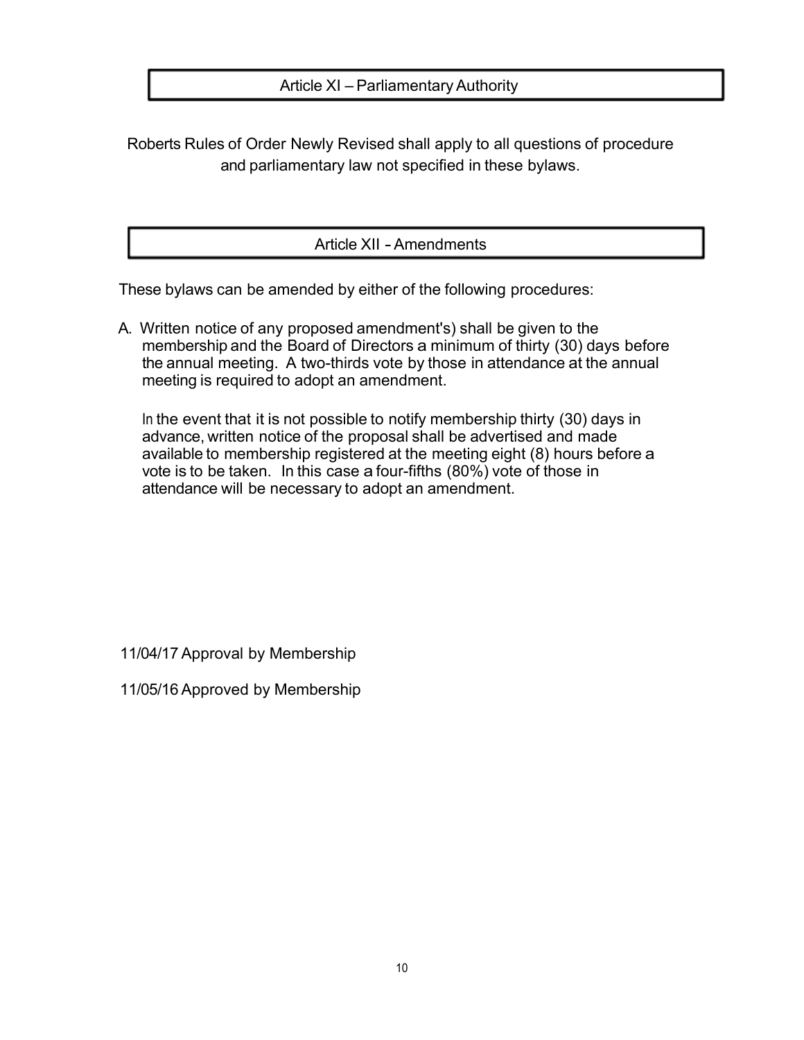## Article XI – Parliamentary Authority

Roberts Rules of Order Newly Revised shall apply to all questions of procedure and parliamentary law not specified in these bylaws.

## Article XII - Amendments

These bylaws can be amended by either of the following procedures:

A. Written notice of any proposed amendment's) shall be given to the membership and the Board of Directors a minimum of thirty (30) days before the annual meeting. A two-thirds vote by those in attendance at the annual meeting is required to adopt an amendment.

   In the event that it is not possible to notify membership thirty (30) days in advance, written notice of the proposal shall be advertised and made available to membership registered at the meeting eight (8) hours before a vote is to be taken. In this case a four-fifths (80%) vote of those in attendance will be necessary to adopt an amendment.

11/04/17 Approval by Membership

11/05/16 Approved by Membership